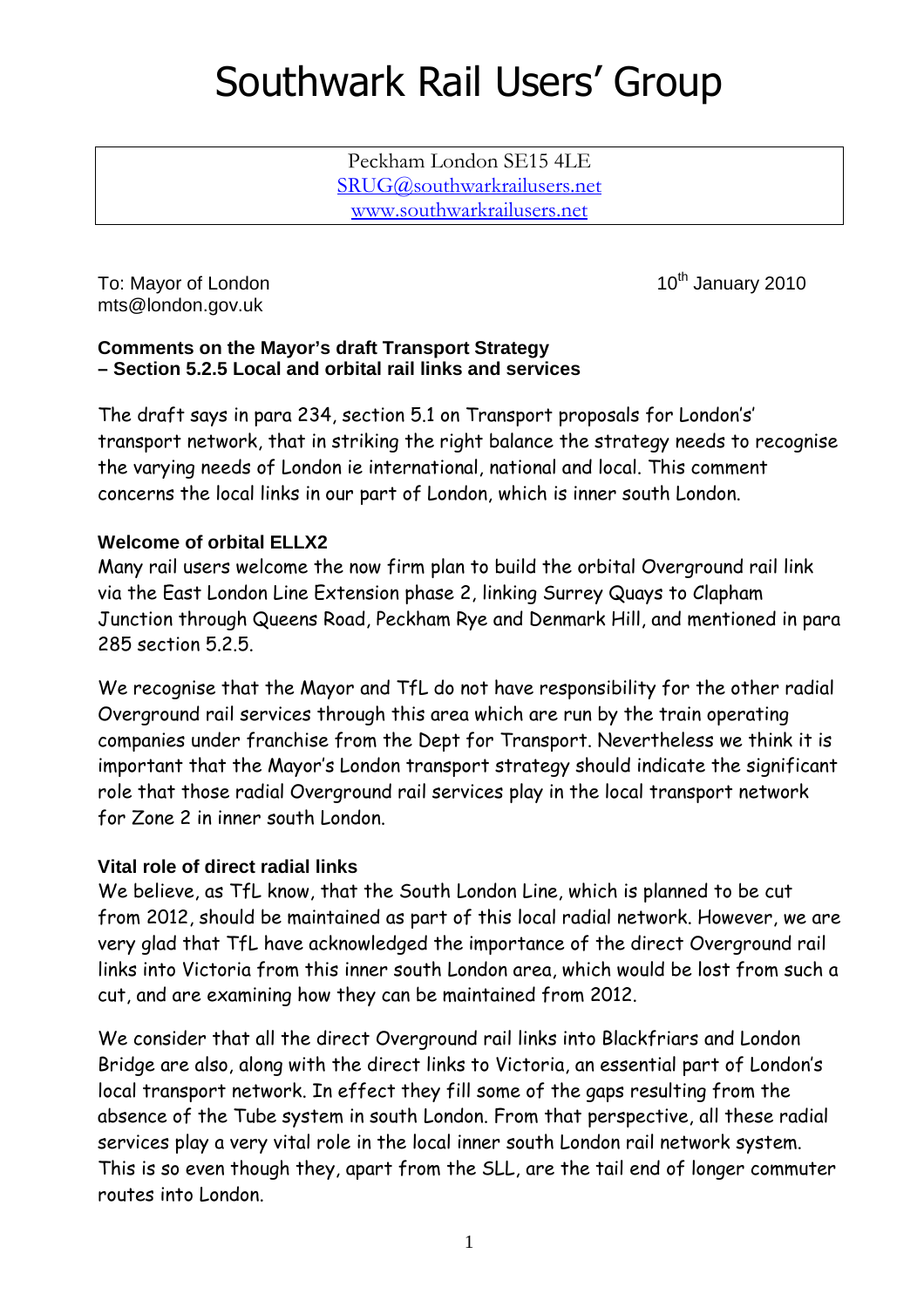# Southwark Rail Users' Group

Peckham London SE15 4LE
SRUG@southwarkrailusers.net
www.southwarkrailusers.net

To: Mayor of London
mts@london.gov.uk

10th January 2010

**Comments on the Mayor's draft Transport Strategy**
**– Section 5.2.5 Local and orbital rail links and services**

The draft says in para 234, section 5.1 on Transport proposals for London's' transport network, that in striking the right balance the strategy needs to recognise the varying needs of London ie international, national and local. This comment concerns the local links in our part of London, which is inner south London.

**Welcome of orbital ELLX2**

Many rail users welcome the now firm plan to build the orbital Overground rail link via the East London Line Extension phase 2, linking Surrey Quays to Clapham Junction through Queens Road, Peckham Rye and Denmark Hill, and mentioned in para 285 section 5.2.5.

We recognise that the Mayor and TfL do not have responsibility for the other radial Overground rail services through this area which are run by the train operating companies under franchise from the Dept for Transport. Nevertheless we think it is important that the Mayor's London transport strategy should indicate the significant role that those radial Overground rail services play in the local transport network for Zone 2 in inner south London.

**Vital role of direct radial links**

We believe, as TfL know, that the South London Line, which is planned to be cut from 2012, should be maintained as part of this local radial network. However, we are very glad that TfL have acknowledged the importance of the direct Overground rail links into Victoria from this inner south London area, which would be lost from such a cut, and are examining how they can be maintained from 2012.

We consider that all the direct Overground rail links into Blackfriars and London Bridge are also, along with the direct links to Victoria, an essential part of London's local transport network. In effect they fill some of the gaps resulting from the absence of the Tube system in south London. From that perspective, all these radial services play a very vital role in the local inner south London rail network system. This is so even though they, apart from the SLL, are the tail end of longer commuter routes into London.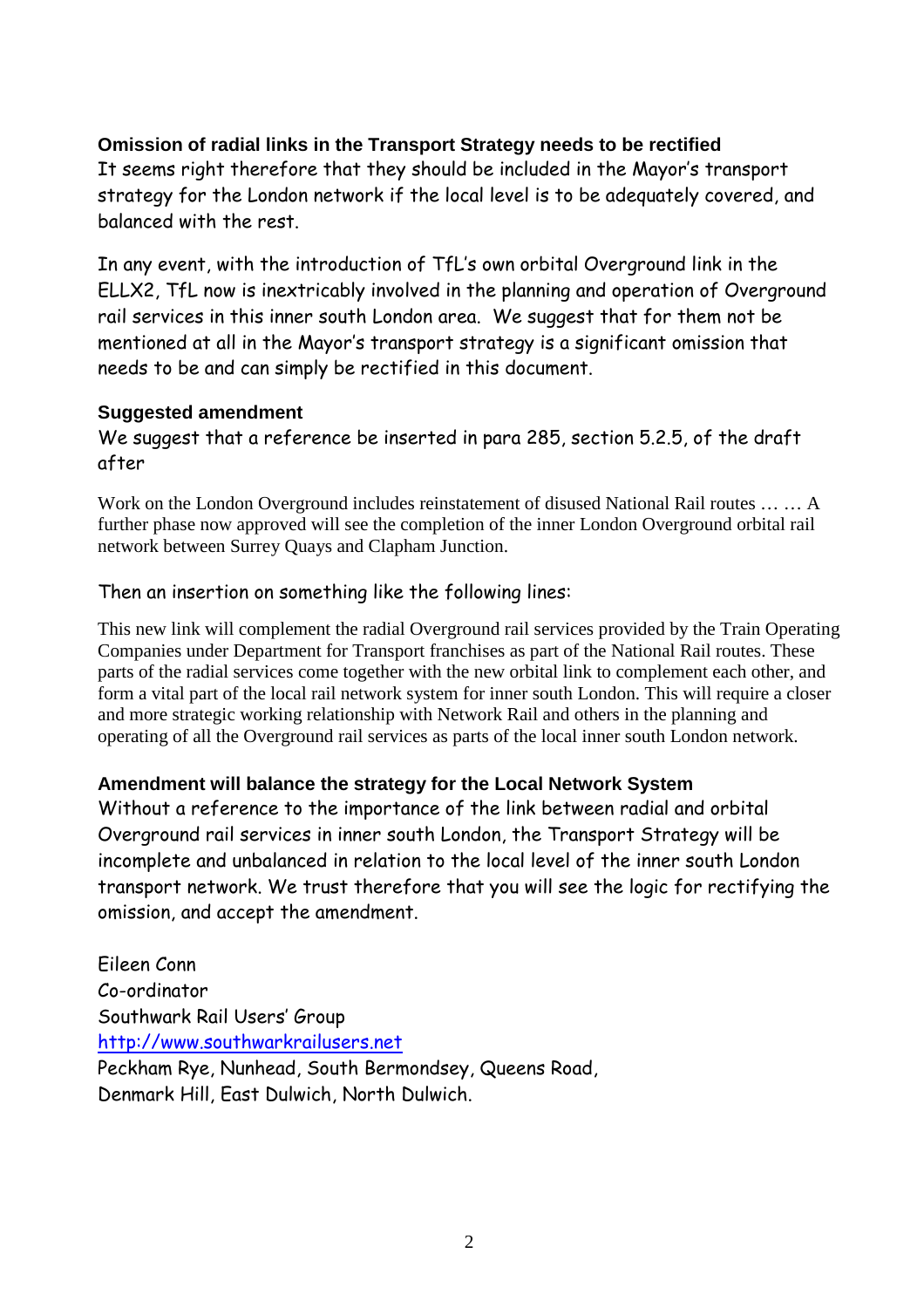**Omission of radial links in the Transport Strategy needs to be rectified**

It seems right therefore that they should be included in the Mayor's transport strategy for the London network if the local level is to be adequately covered, and balanced with the rest.

In any event, with the introduction of TfL's own orbital Overground link in the ELLX2, TfL now is inextricably involved in the planning and operation of Overground rail services in this inner south London area. We suggest that for them not be mentioned at all in the Mayor's transport strategy is a significant omission that needs to be and can simply be rectified in this document.

**Suggested amendment**

We suggest that a reference be inserted in para 285, section 5.2.5, of the draft after

Work on the London Overground includes reinstatement of disused National Rail routes … … A further phase now approved will see the completion of the inner London Overground orbital rail network between Surrey Quays and Clapham Junction.

Then an insertion on something like the following lines:

This new link will complement the radial Overground rail services provided by the Train Operating Companies under Department for Transport franchises as part of the National Rail routes. These parts of the radial services come together with the new orbital link to complement each other, and form a vital part of the local rail network system for inner south London. This will require a closer and more strategic working relationship with Network Rail and others in the planning and operating of all the Overground rail services as parts of the local inner south London network.

**Amendment will balance the strategy for the Local Network System**

Without a reference to the importance of the link between radial and orbital Overground rail services in inner south London, the Transport Strategy will be incomplete and unbalanced in relation to the local level of the inner south London transport network. We trust therefore that you will see the logic for rectifying the omission, and accept the amendment.

Eileen Conn
Co-ordinator
Southwark Rail Users' Group
http://www.southwarkrailusers.net
Peckham Rye, Nunhead, South Bermondsey, Queens Road, Denmark Hill, East Dulwich, North Dulwich.